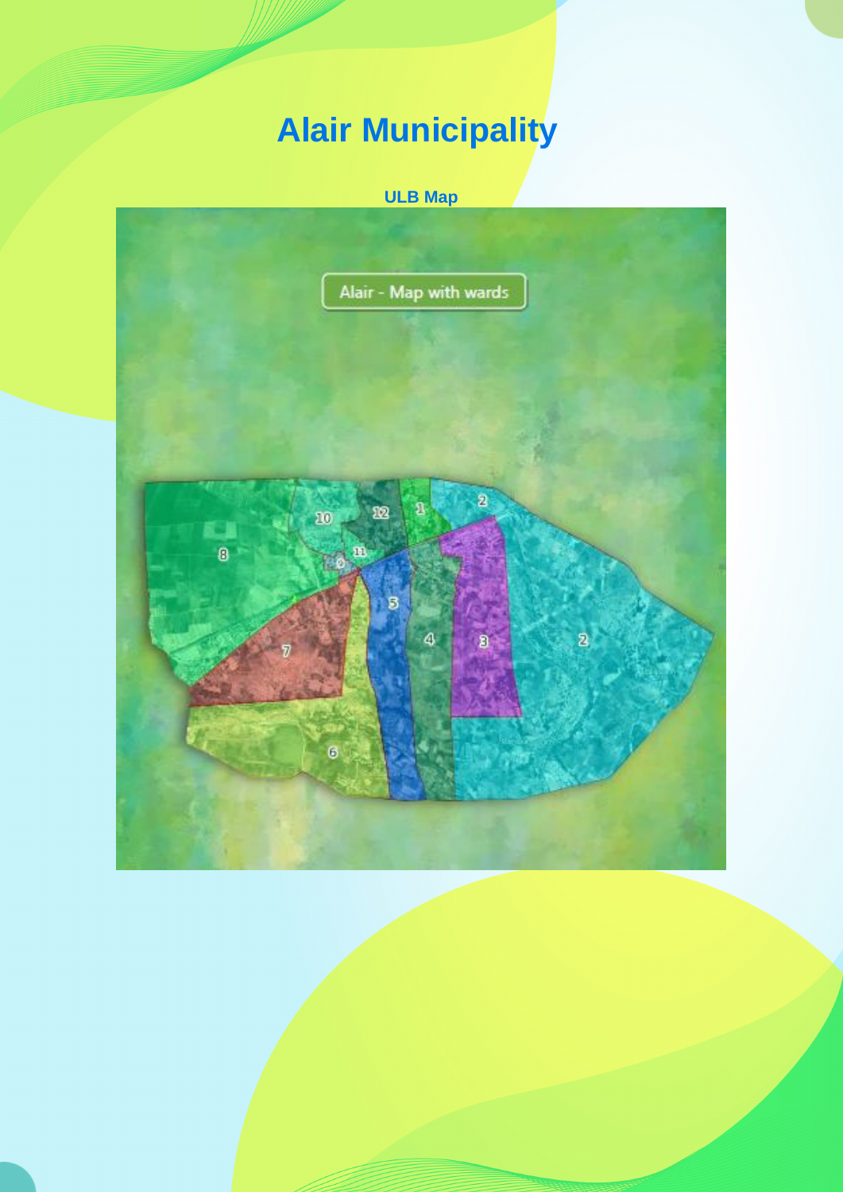# Alair Municipality

**ULB Map**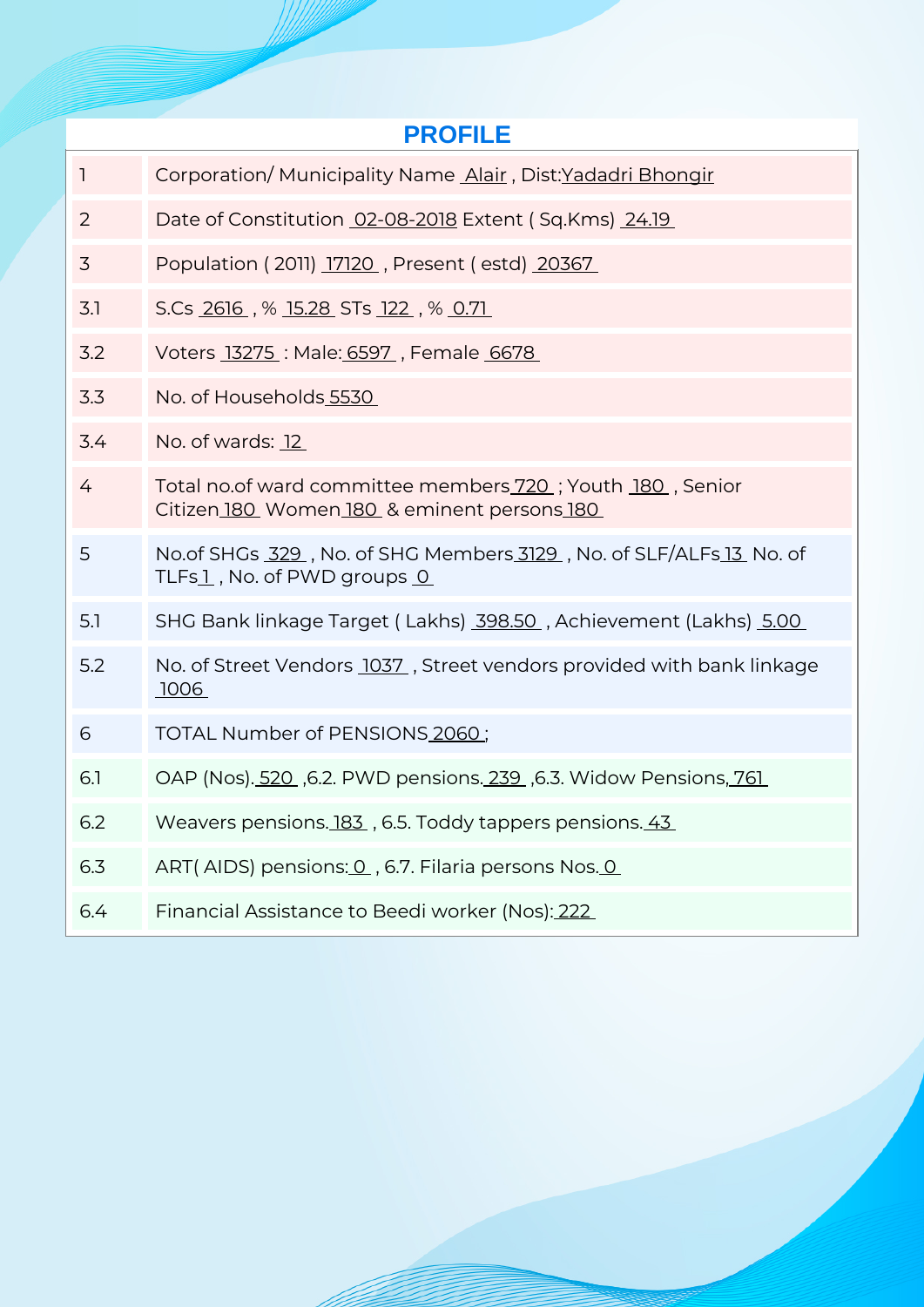## PROFILE

| | |
|---|---|
| 1 | Corporation/ Municipality Name Alair , Dist:Yadadri Bhongir |
| 2 | Date of Constitution 02-08-2018 Extent ( Sq.Kms) 24.19 |
| 3 | Population ( 2011) 17120 , Present ( estd) 20367 |
| 3.1 | S.Cs 2616 , % 15.28 STs 122 , % 0.71 |
| 3.2 | Voters 13275 : Male: 6597 , Female 6678 |
| 3.3 | No. of Households 5530 |
| 3.4 | No. of wards: 12 |
| 4 | Total no.of ward committee members 720 ; Youth 180 , Senior Citizen 180 Women 180 & eminent persons 180 |
| 5 | No.of SHGs 329 , No. of SHG Members 3129 , No. of SLF/ALFs 13 No. of TLFs 1 , No. of PWD groups 0 |
| 5.1 | SHG Bank linkage Target ( Lakhs) 398.50 , Achievement (Lakhs) 5.00 |
| 5.2 | No. of Street Vendors 1037 , Street vendors provided with bank linkage 1006 |
| 6 | TOTAL Number of PENSIONS 2060 ; |
| 6.1 | OAP (Nos). 520 ,6.2. PWD pensions. 239 ,6.3. Widow Pensions, 761 |
| 6.2 | Weavers pensions. 183 , 6.5. Toddy tappers pensions. 43 |
| 6.3 | ART( AIDS) pensions: 0 , 6.7. Filaria persons Nos. 0 |
| 6.4 | Financial Assistance to Beedi worker (Nos): 222 |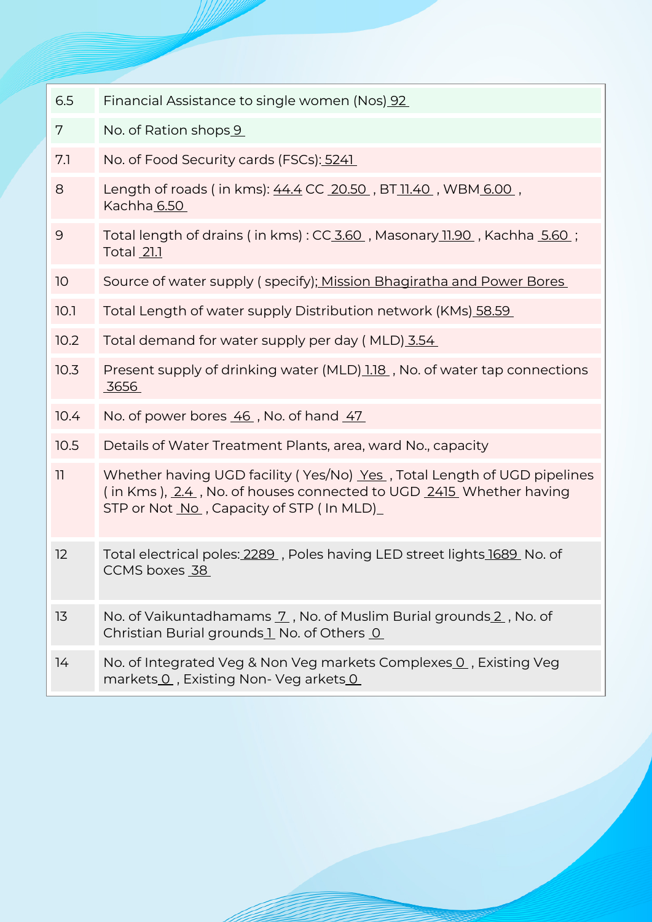| | |
|---|---|
| 6.5 | Financial Assistance to single women (Nos) 92 |
| 7 | No. of Ration shops 9 |
| 7.1 | No. of Food Security cards (FSCs): 5241 |
| 8 | Length of roads ( in kms): 44.4 CC 20.50 , BT 11.40 , WBM 6.00 , Kachha 6.50 |
| 9 | Total length of drains ( in kms) : CC 3.60 , Masonary 11.90 , Kachha 5.60 ; Total 21.1 |
| 10 | Source of water supply ( specify); Mission Bhagiratha and Power Bores |
| 10.1 | Total Length of water supply Distribution network (KMs) 58.59 |
| 10.2 | Total demand for water supply per day ( MLD) 3.54 |
| 10.3 | Present supply of drinking water (MLD) 1.18 , No. of water tap connections 3656 |
| 10.4 | No. of power bores 46 , No. of hand 47 |
| 10.5 | Details of Water Treatment Plants, area, ward No., capacity |
| 11 | Whether having UGD facility ( Yes/No) Yes , Total Length of UGD pipelines ( in Kms ), 2.4 , No. of houses connected to UGD 2415 Whether having STP or Not No , Capacity of STP ( In MLD)_ |
| 12 | Total electrical poles: 2289 , Poles having LED street lights 1689 No. of CCMS boxes 38 |
| 13 | No. of Vaikuntadhamams 7 , No. of Muslim Burial grounds 2 , No. of Christian Burial grounds 1 No. of Others 0 |
| 14 | No. of Integrated Veg & Non Veg markets Complexes 0 , Existing Veg markets 0 , Existing Non- Veg arkets 0 |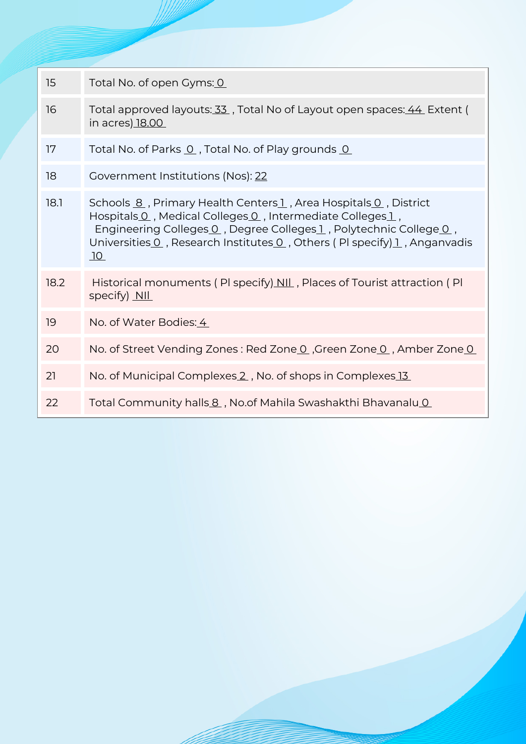| | |
|---|---|
| 15 | Total No. of open Gyms: 0 |
| 16 | Total approved layouts: 33 , Total No of Layout open spaces: 44 Extent ( in acres) 18.00 |
| 17 | Total No. of Parks 0 , Total No. of Play grounds 0 |
| 18 | Government Institutions (Nos): 22 |
| 18.1 | Schools 8 , Primary Health Centers 1 , Area Hospitals 0 , District Hospitals 0 , Medical Colleges 0 , Intermediate Colleges 1 , Engineering Colleges 0 , Degree Colleges 1 , Polytechnic College 0 , Universities 0 , Research Institutes 0 , Others ( Pl specify) 1 , Anganvadis 10 |
| 18.2 | Historical monuments ( Pl specify) NIl , Places of Tourist attraction ( Pl specify) NIl |
| 19 | No. of Water Bodies: 4 |
| 20 | No. of Street Vending Zones : Red Zone 0 ,Green Zone 0 , Amber Zone 0 |
| 21 | No. of Municipal Complexes 2 , No. of shops in Complexes 13 |
| 22 | Total Community halls 8 , No.of Mahila Swashakthi Bhavanalu 0 |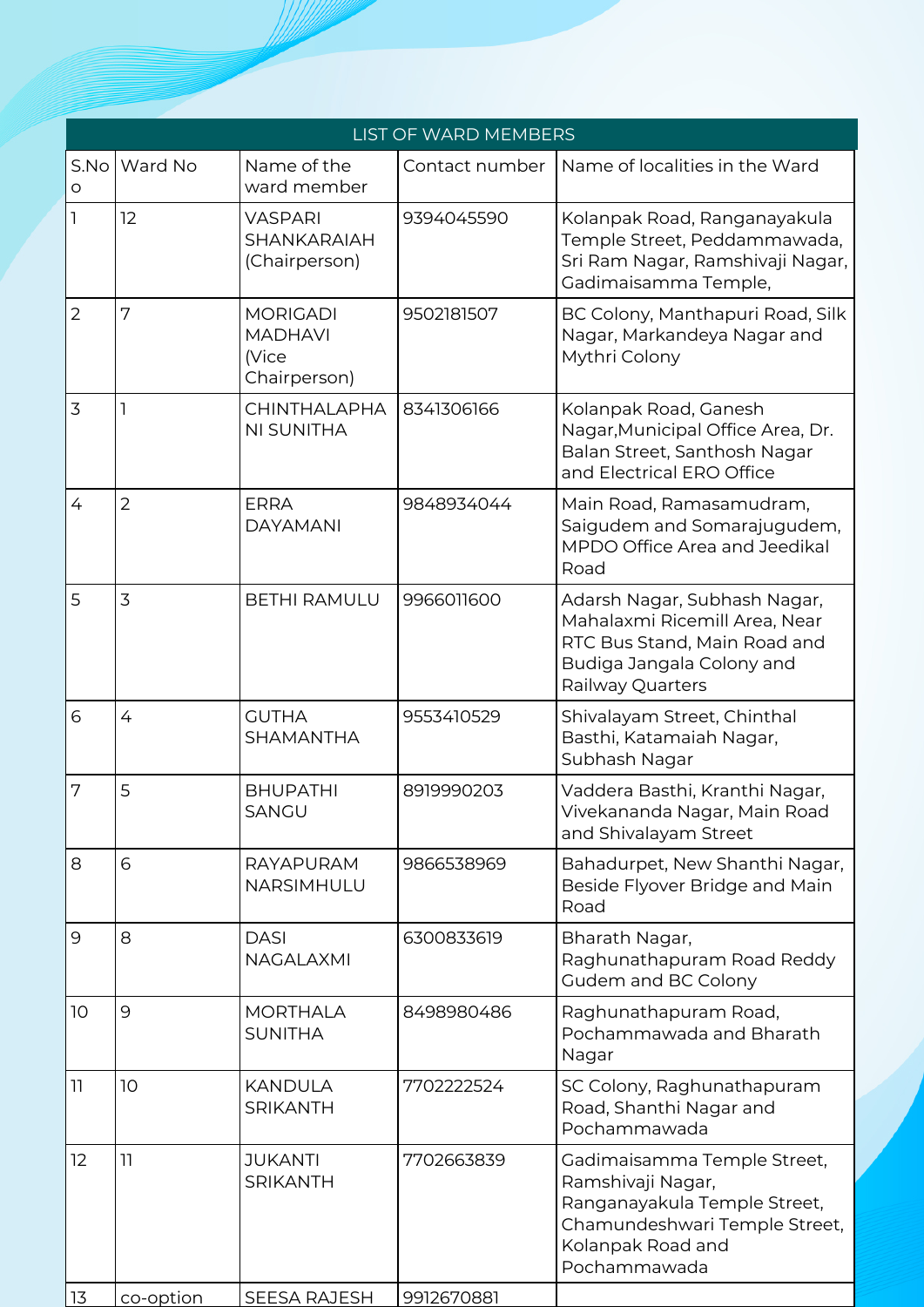| LIST OF WARD MEMBERS | | | | |
|---|---|---|---|---|
| S.No | Ward No | Name of the ward member | Contact number | Name of localities in the Ward |
| 1 | 12 | VASPARI SHANKARAIAH (Chairperson) | 9394045590 | Kolanpak Road, Ranganayakula Temple Street, Peddammawada, Sri Ram Nagar, Ramshivaji Nagar, Gadimaisamma Temple, |
| 2 | 7 | MORIGADI MADHAVI (Vice Chairperson) | 9502181507 | BC Colony, Manthapuri Road, Silk Nagar, Markandeya Nagar and Mythri Colony |
| 3 | 1 | CHINTHALAPHANI SUNITHA | 8341306166 | Kolanpak Road, Ganesh Nagar,Municipal Office Area, Dr. Balan Street, Santhosh Nagar and Electrical ERO Office |
| 4 | 2 | ERRA DAYAMANI | 9848934044 | Main Road, Ramasamudram, Saigudem and Somarajugudem, MPDO Office Area and Jeedikal Road |
| 5 | 3 | BETHI RAMULU | 9966011600 | Adarsh Nagar, Subhash Nagar, Mahalaxmi Ricemill Area, Near RTC Bus Stand, Main Road and Budiga Jangala Colony and Railway Quarters |
| 6 | 4 | GUTHA SHAMANTHA | 9553410529 | Shivalayam Street, Chinthal Basthi, Katamaiah Nagar, Subhash Nagar |
| 7 | 5 | BHUPATHI SANGU | 8919990203 | Vaddera Basthi, Kranthi Nagar, Vivekananda Nagar, Main Road and Shivalayam Street |
| 8 | 6 | RAYAPURAM NARSIMHULU | 9866538969 | Bahadurpet, New Shanthi Nagar, Beside Flyover Bridge and Main Road |
| 9 | 8 | DASI NAGALAXMI | 6300833619 | Bharath Nagar, Raghunathapuram Road Reddy Gudem and BC Colony |
| 10 | 9 | MORTHALA SUNITHA | 8498980486 | Raghunathapuram Road, Pochammawada and Bharath Nagar |
| 11 | 10 | KANDULA SRIKANTH | 7702222524 | SC Colony, Raghunathapuram Road, Shanthi Nagar and Pochammawada |
| 12 | 11 | JUKANTI SRIKANTH | 7702663839 | Gadimaisamma Temple Street, Ramshivaji Nagar, Ranganayakula Temple Street, Chamundeshwari Temple Street, Kolanpak Road and Pochammawada |
| 13 | co-option | SEESA RAJESH | 9912670881 | |